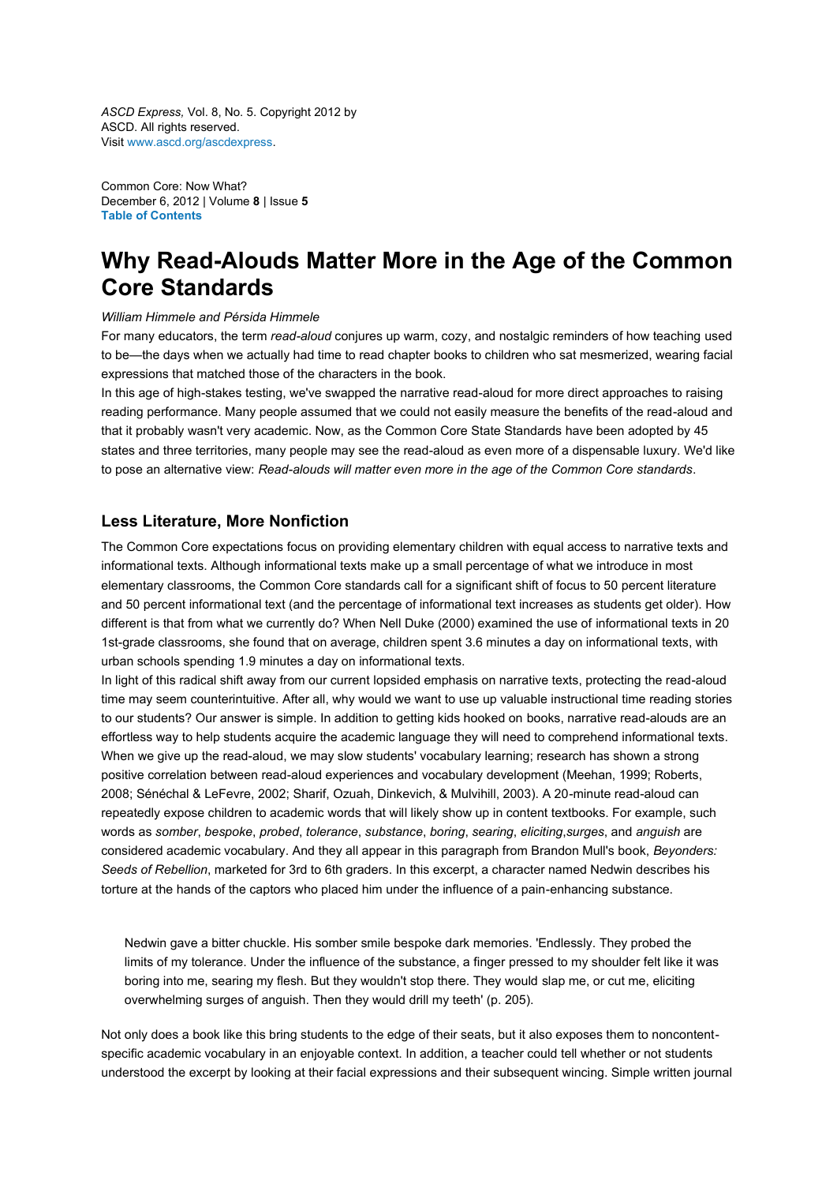*ASCD Express,* Vol. 8, No. 5. Copyright 2012 by ASCD. All rights reserved.
Visit www.ascd.org/ascdexpress.

Common Core: Now What?
December 6, 2012 | Volume **8** | Issue **5**
**Table of Contents**

# Why Read-Alouds Matter More in the Age of the Common Core Standards

*William Himmele and Pérsida Himmele*

For many educators, the term *read-aloud* conjures up warm, cozy, and nostalgic reminders of how teaching used to be—the days when we actually had time to read chapter books to children who sat mesmerized, wearing facial expressions that matched those of the characters in the book.

In this age of high-stakes testing, we've swapped the narrative read-aloud for more direct approaches to raising reading performance. Many people assumed that we could not easily measure the benefits of the read-aloud and that it probably wasn't very academic. Now, as the Common Core State Standards have been adopted by 45 states and three territories, many people may see the read-aloud as even more of a dispensable luxury. We'd like to pose an alternative view: *Read-alouds will matter even more in the age of the Common Core standards*.

## Less Literature, More Nonfiction

The Common Core expectations focus on providing elementary children with equal access to narrative texts and informational texts. Although informational texts make up a small percentage of what we introduce in most elementary classrooms, the Common Core standards call for a significant shift of focus to 50 percent literature and 50 percent informational text (and the percentage of informational text increases as students get older). How different is that from what we currently do? When Nell Duke (2000) examined the use of informational texts in 20 1st-grade classrooms, she found that on average, children spent 3.6 minutes a day on informational texts, with urban schools spending 1.9 minutes a day on informational texts.

In light of this radical shift away from our current lopsided emphasis on narrative texts, protecting the read-aloud time may seem counterintuitive. After all, why would we want to use up valuable instructional time reading stories to our students? Our answer is simple. In addition to getting kids hooked on books, narrative read-alouds are an effortless way to help students acquire the academic language they will need to comprehend informational texts. When we give up the read-aloud, we may slow students' vocabulary learning; research has shown a strong positive correlation between read-aloud experiences and vocabulary development (Meehan, 1999; Roberts, 2008; Sénéchal & LeFevre, 2002; Sharif, Ozuah, Dinkevich, & Mulvihill, 2003). A 20-minute read-aloud can repeatedly expose children to academic words that will likely show up in content textbooks. For example, such words as *somber*, *bespoke*, *probed*, *tolerance*, *substance*, *boring*, *searing*, *eliciting*,*surges*, and *anguish* are considered academic vocabulary. And they all appear in this paragraph from Brandon Mull's book, *Beyonders: Seeds of Rebellion*, marketed for 3rd to 6th graders. In this excerpt, a character named Nedwin describes his torture at the hands of the captors who placed him under the influence of a pain-enhancing substance.

> Nedwin gave a bitter chuckle. His somber smile bespoke dark memories. 'Endlessly. They probed the limits of my tolerance. Under the influence of the substance, a finger pressed to my shoulder felt like it was boring into me, searing my flesh. But they wouldn't stop there. They would slap me, or cut me, eliciting overwhelming surges of anguish. Then they would drill my teeth' (p. 205).

Not only does a book like this bring students to the edge of their seats, but it also exposes them to noncontent-specific academic vocabulary in an enjoyable context. In addition, a teacher could tell whether or not students understood the excerpt by looking at their facial expressions and their subsequent wincing. Simple written journal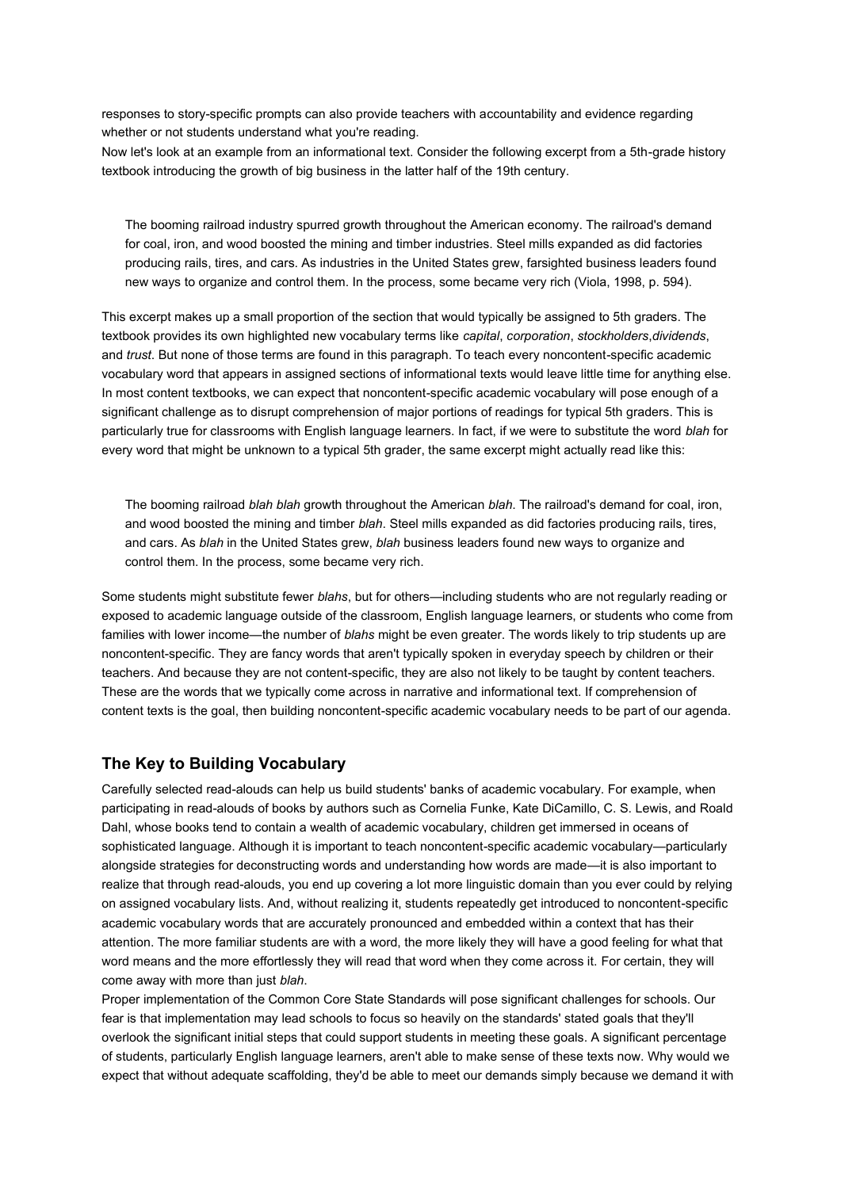responses to story-specific prompts can also provide teachers with accountability and evidence regarding whether or not students understand what you're reading.

Now let's look at an example from an informational text. Consider the following excerpt from a 5th-grade history textbook introducing the growth of big business in the latter half of the 19th century.

> The booming railroad industry spurred growth throughout the American economy. The railroad's demand for coal, iron, and wood boosted the mining and timber industries. Steel mills expanded as did factories producing rails, tires, and cars. As industries in the United States grew, farsighted business leaders found new ways to organize and control them. In the process, some became very rich (Viola, 1998, p. 594).

This excerpt makes up a small proportion of the section that would typically be assigned to 5th graders. The textbook provides its own highlighted new vocabulary terms like *capital*, *corporation*, *stockholders*,*dividends*, and *trust*. But none of those terms are found in this paragraph. To teach every noncontent-specific academic vocabulary word that appears in assigned sections of informational texts would leave little time for anything else. In most content textbooks, we can expect that noncontent-specific academic vocabulary will pose enough of a significant challenge as to disrupt comprehension of major portions of readings for typical 5th graders. This is particularly true for classrooms with English language learners. In fact, if we were to substitute the word *blah* for every word that might be unknown to a typical 5th grader, the same excerpt might actually read like this:

> The booming railroad *blah blah* growth throughout the American *blah*. The railroad's demand for coal, iron, and wood boosted the mining and timber *blah*. Steel mills expanded as did factories producing rails, tires, and cars. As *blah* in the United States grew, *blah* business leaders found new ways to organize and control them. In the process, some became very rich.

Some students might substitute fewer *blahs*, but for others—including students who are not regularly reading or exposed to academic language outside of the classroom, English language learners, or students who come from families with lower income—the number of *blahs* might be even greater. The words likely to trip students up are noncontent-specific. They are fancy words that aren't typically spoken in everyday speech by children or their teachers. And because they are not content-specific, they are also not likely to be taught by content teachers. These are the words that we typically come across in narrative and informational text. If comprehension of content texts is the goal, then building noncontent-specific academic vocabulary needs to be part of our agenda.

## The Key to Building Vocabulary

Carefully selected read-alouds can help us build students' banks of academic vocabulary. For example, when participating in read-alouds of books by authors such as Cornelia Funke, Kate DiCamillo, C. S. Lewis, and Roald Dahl, whose books tend to contain a wealth of academic vocabulary, children get immersed in oceans of sophisticated language. Although it is important to teach noncontent-specific academic vocabulary—particularly alongside strategies for deconstructing words and understanding how words are made—it is also important to realize that through read-alouds, you end up covering a lot more linguistic domain than you ever could by relying on assigned vocabulary lists. And, without realizing it, students repeatedly get introduced to noncontent-specific academic vocabulary words that are accurately pronounced and embedded within a context that has their attention. The more familiar students are with a word, the more likely they will have a good feeling for what that word means and the more effortlessly they will read that word when they come across it. For certain, they will come away with more than just *blah*.

Proper implementation of the Common Core State Standards will pose significant challenges for schools. Our fear is that implementation may lead schools to focus so heavily on the standards' stated goals that they'll overlook the significant initial steps that could support students in meeting these goals. A significant percentage of students, particularly English language learners, aren't able to make sense of these texts now. Why would we expect that without adequate scaffolding, they'd be able to meet our demands simply because we demand it with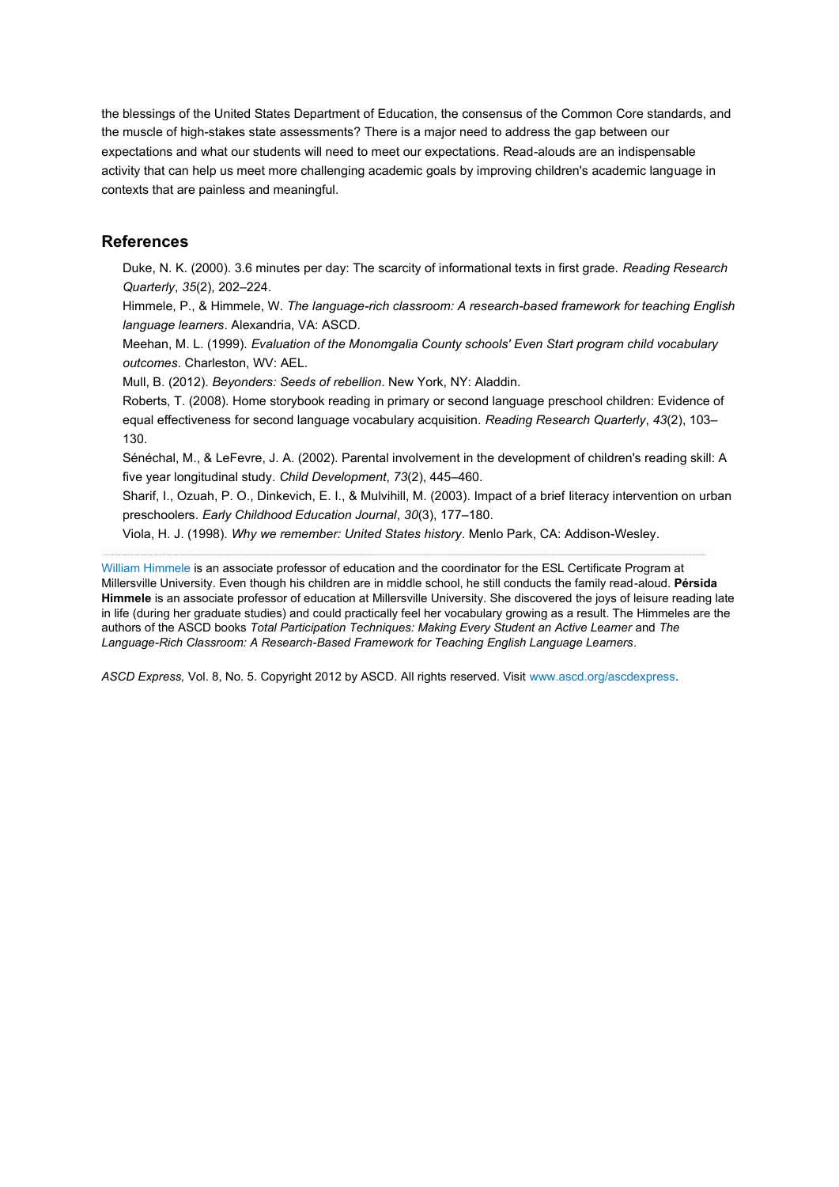the blessings of the United States Department of Education, the consensus of the Common Core standards, and the muscle of high-stakes state assessments? There is a major need to address the gap between our expectations and what our students will need to meet our expectations. Read-alouds are an indispensable activity that can help us meet more challenging academic goals by improving children's academic language in contexts that are painless and meaningful.

## References

Duke, N. K. (2000). 3.6 minutes per day: The scarcity of informational texts in first grade. *Reading Research Quarterly*, *35*(2), 202–224.

Himmele, P., & Himmele, W. *The language-rich classroom: A research-based framework for teaching English language learners*. Alexandria, VA: ASCD.

Meehan, M. L. (1999). *Evaluation of the Monomgalia County schools' Even Start program child vocabulary outcomes*. Charleston, WV: AEL.

Mull, B. (2012). *Beyonders: Seeds of rebellion*. New York, NY: Aladdin.

Roberts, T. (2008). Home storybook reading in primary or second language preschool children: Evidence of equal effectiveness for second language vocabulary acquisition. *Reading Research Quarterly*, *43*(2), 103–130.

Sénéchal, M., & LeFevre, J. A. (2002). Parental involvement in the development of children's reading skill: A five year longitudinal study. *Child Development*, *73*(2), 445–460.

Sharif, I., Ozuah, P. O., Dinkevich, E. I., & Mulvihill, M. (2003). Impact of a brief literacy intervention on urban preschoolers. *Early Childhood Education Journal*, *30*(3), 177–180.

Viola, H. J. (1998). *Why we remember: United States history*. Menlo Park, CA: Addison-Wesley.

---

William Himmele is an associate professor of education and the coordinator for the ESL Certificate Program at Millersville University. Even though his children are in middle school, he still conducts the family read-aloud. **Pérsida Himmele** is an associate professor of education at Millersville University. She discovered the joys of leisure reading late in life (during her graduate studies) and could practically feel her vocabulary growing as a result. The Himmeles are the authors of the ASCD books *Total Participation Techniques: Making Every Student an Active Learner* and *The Language-Rich Classroom: A Research-Based Framework for Teaching English Language Learners*.

*ASCD Express,* Vol. 8, No. 5. Copyright 2012 by ASCD. All rights reserved. Visit www.ascd.org/ascdexpress.